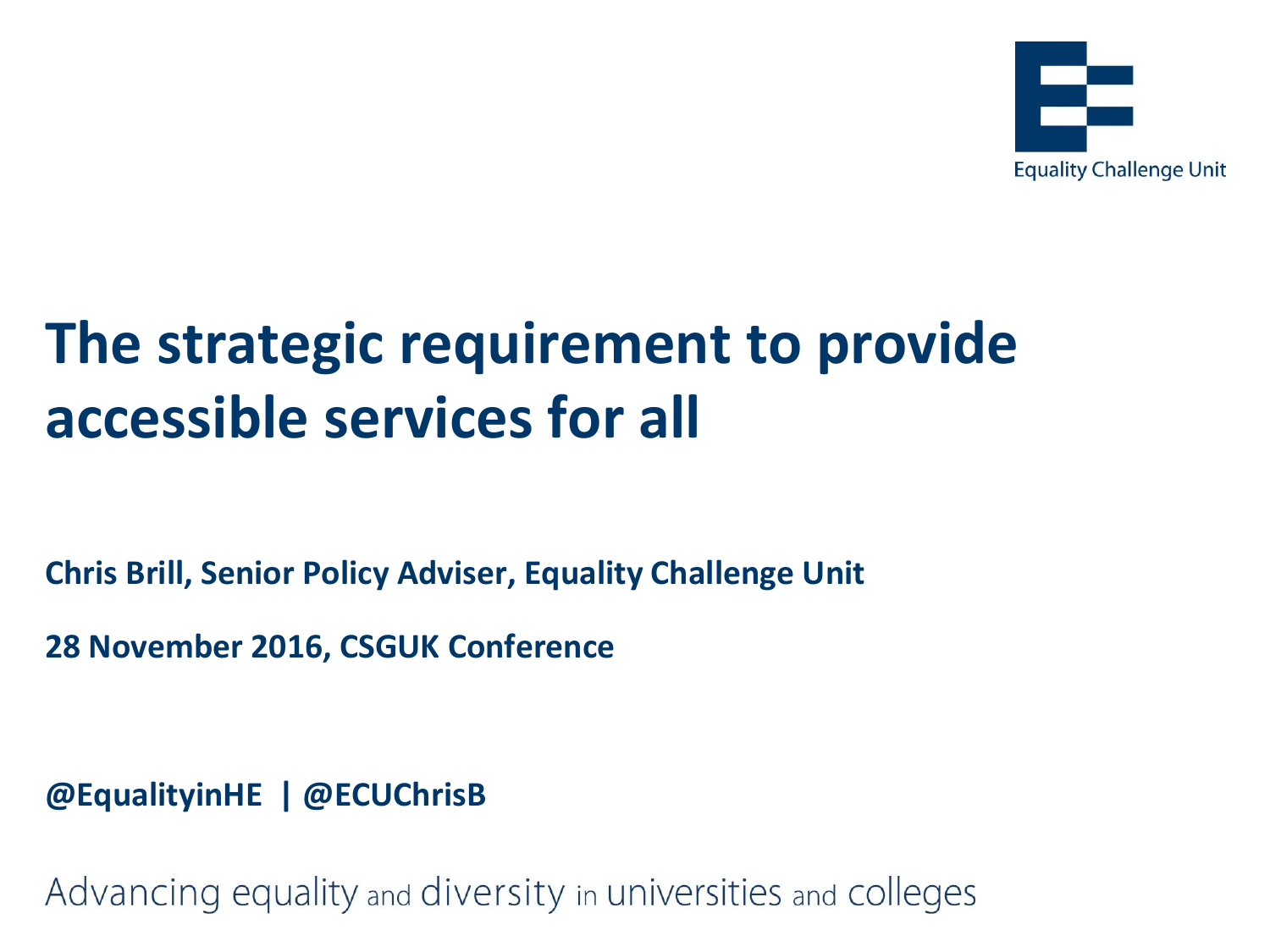Equality Challenge Unit

# The strategic requirement to provide accessible services for all

**Chris Brill, Senior Policy Adviser, Equality Challenge Unit**

**28 November 2016, CSGUK Conference**

**@EqualityinHE | @ECUChrisB**

Advancing equality and diversity in universities and colleges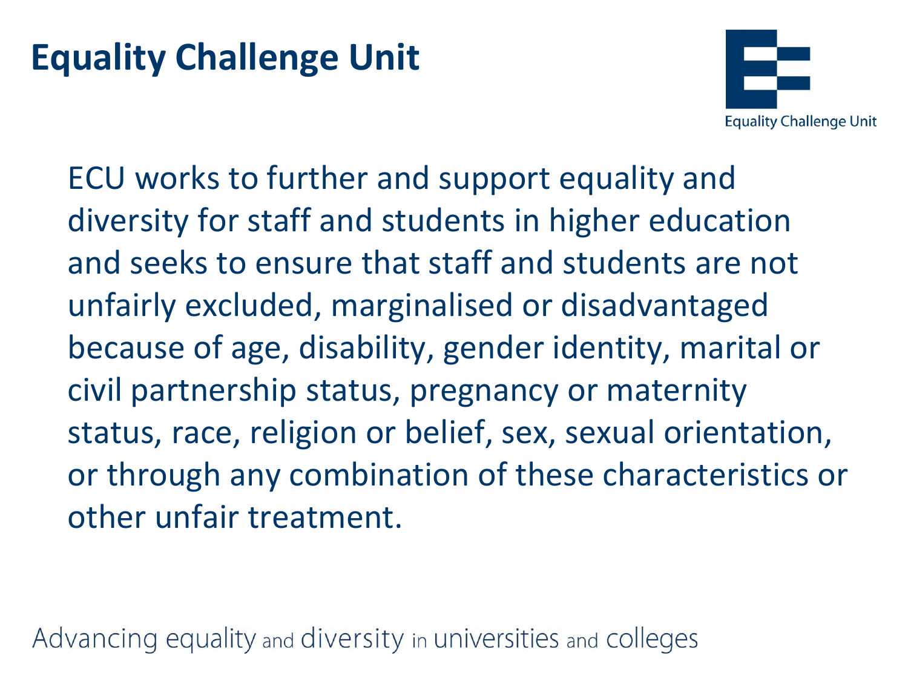# Equality Challenge Unit

ECU works to further and support equality and diversity for staff and students in higher education and seeks to ensure that staff and students are not unfairly excluded, marginalised or disadvantaged because of age, disability, gender identity, marital or civil partnership status, pregnancy or maternity status, race, religion or belief, sex, sexual orientation, or through any combination of these characteristics or other unfair treatment.

Advancing equality and diversity in universities and colleges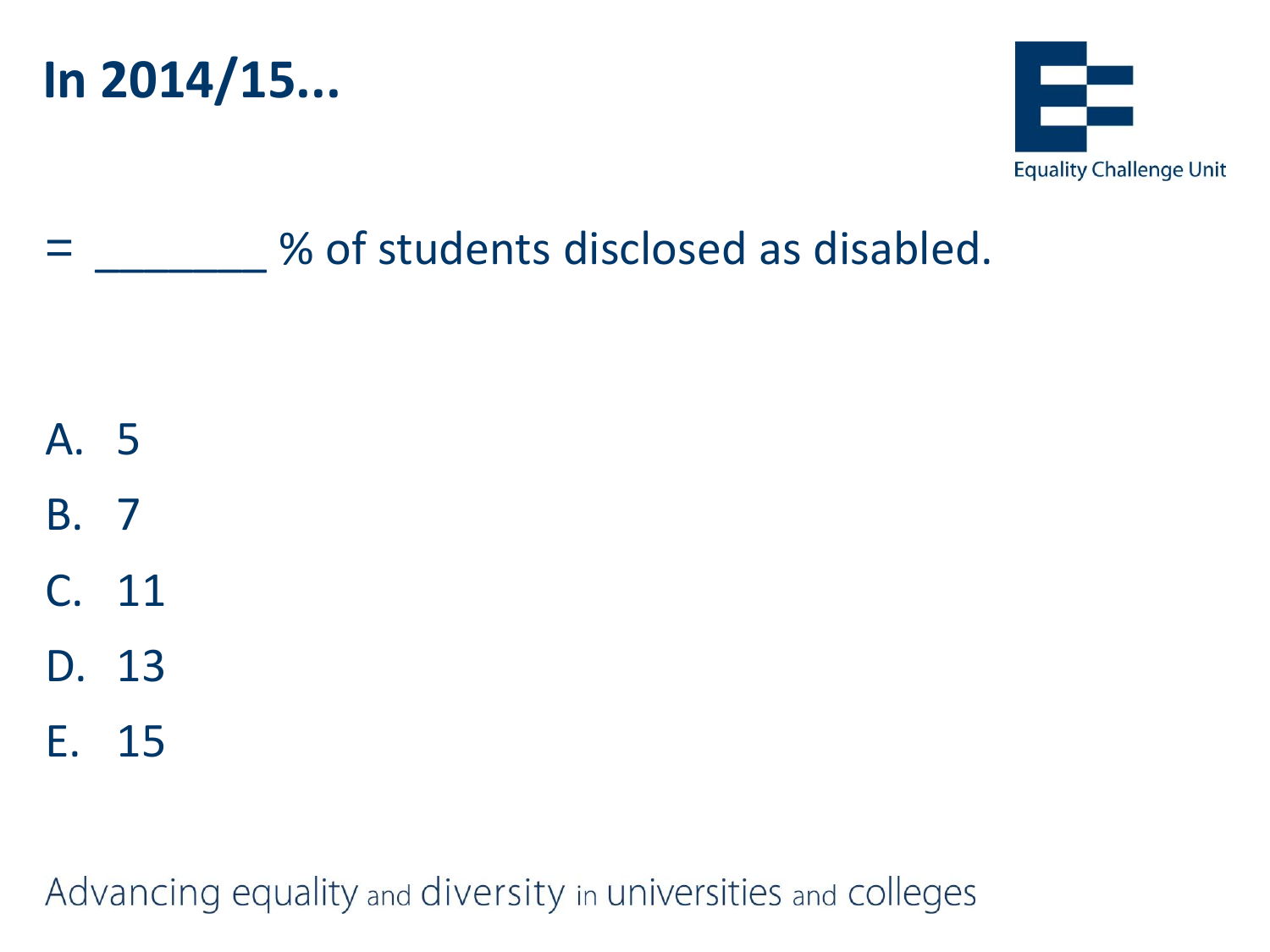# In 2014/15...

= _______ % of students disclosed as disabled.

A. 5
B. 7
C. 11
D. 13
E. 15

Advancing equality and diversity in universities and colleges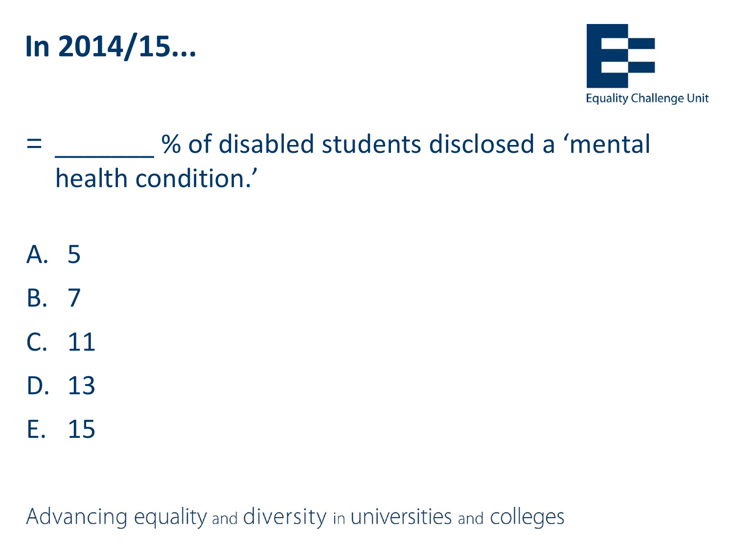# In 2014/15...

= _______ % of disabled students disclosed a 'mental health condition.'

A. 5
B. 7
C. 11
D. 13
E. 15

Equality Challenge Unit

Advancing equality and diversity in universities and colleges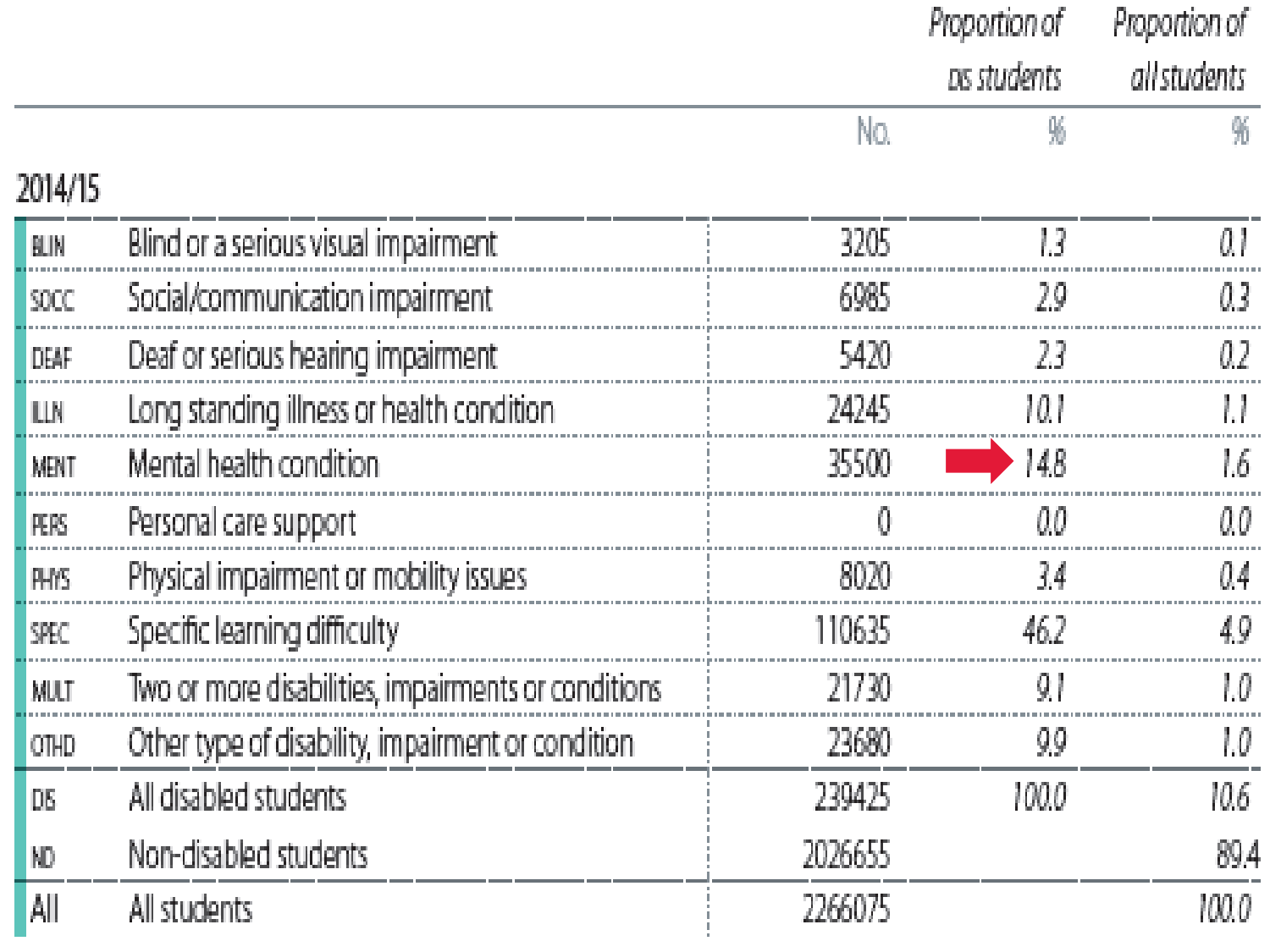| | | No. | Proportion of DS students % | Proportion of all students % |
|---|---|---|---|---|
| **2014/15** | | | | |
| BLIN | Blind or a serious visual impairment | 3205 | 1.3 | 0.1 |
| SOCC | Social/communication impairment | 6985 | 2.9 | 0.3 |
| DEAF | Deaf or serious hearing impairment | 5420 | 2.3 | 0.2 |
| ILLN | Long standing illness or health condition | 24245 | 10.1 | 1.1 |
| MENT | Mental health condition | 35500 | 14.8 | 1.6 |
| PERS | Personal care support | 0 | 0.0 | 0.0 |
| PHYS | Physical impairment or mobility issues | 8020 | 3.4 | 0.4 |
| SPEC | Specific learning difficulty | 110635 | 46.2 | 4.9 |
| MULT | Two or more disabilities, impairments or conditions | 21730 | 9.1 | 1.0 |
| OTHD | Other type of disability, impairment or condition | 23680 | 9.9 | 1.0 |
| DS | All disabled students | 239425 | 100.0 | 10.6 |
| ND | Non-disabled students | 2026655 | | 89.4 |
| All | All students | 2266075 | | 100.0 |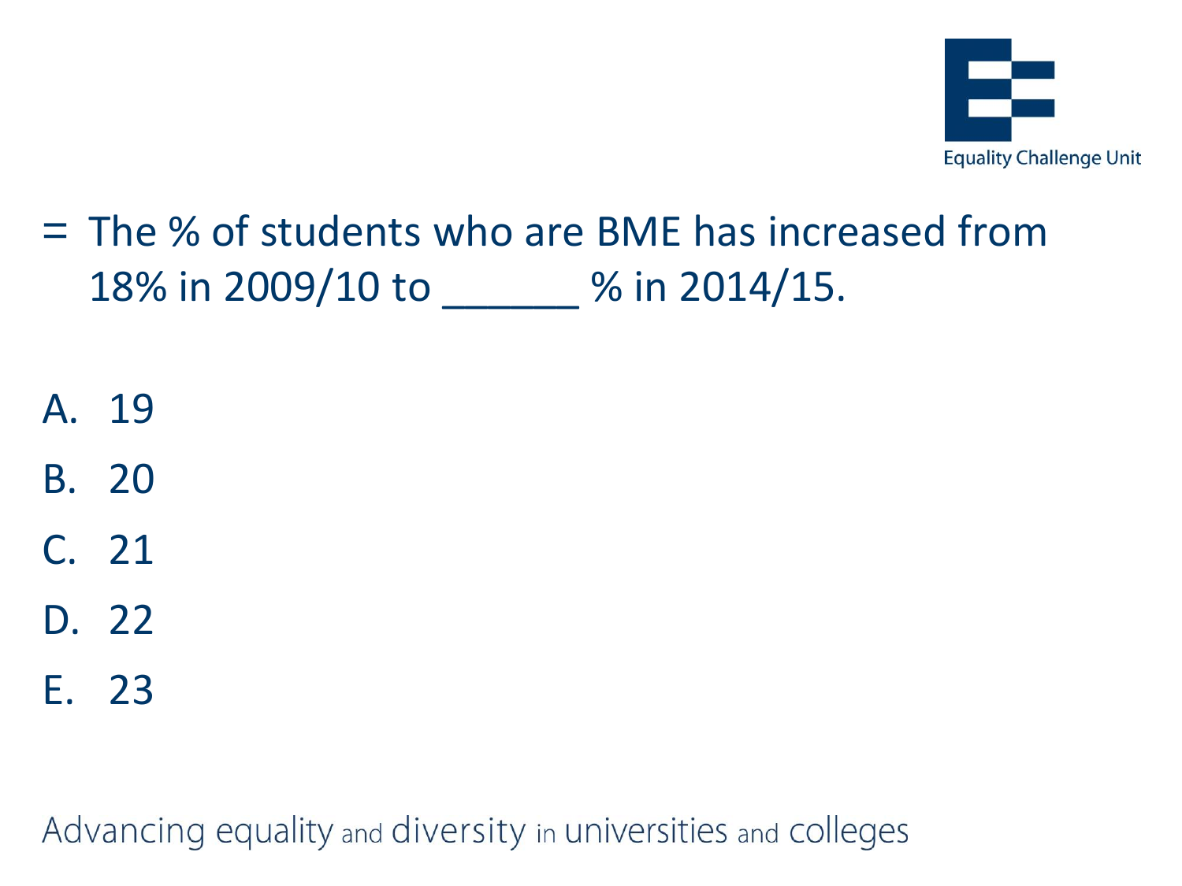- The % of students who are BME has increased from 18% in 2009/10 to ______ % in 2014/15.

A. 19

B. 20

C. 21

D. 22

E. 23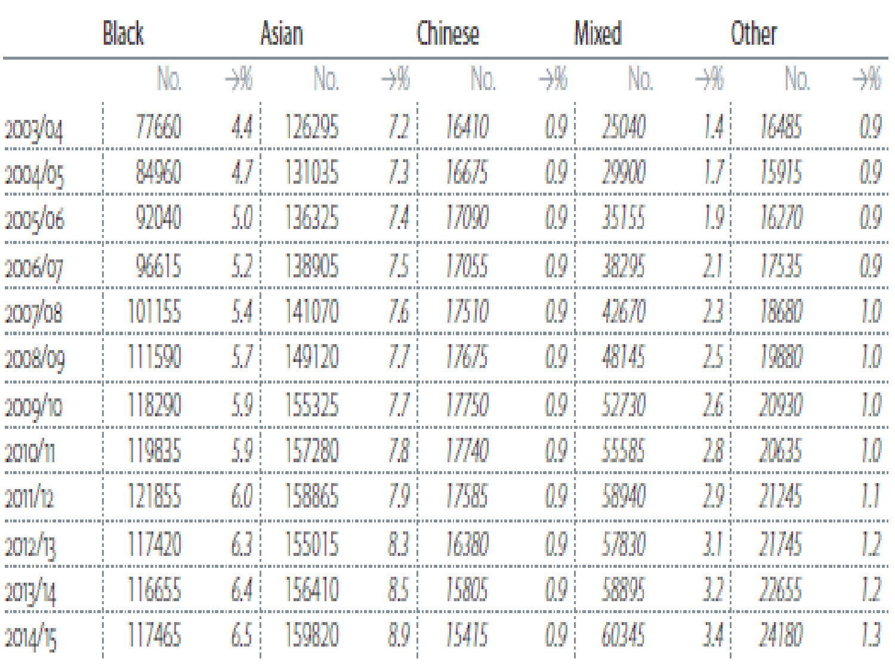| | Black | | Asian | | Chinese | | Mixed | | Other | |
|---|---|---|---|---|---|---|---|---|---|---|
| | No. | →% | No. | →% | No. | →% | No. | →% | No. | →% |
| 2003/04 | 77660 | 4.4 | 126295 | 7.2 | 16410 | 0.9 | 25040 | 1.4 | 16485 | 0.9 |
| 2004/05 | 84960 | 4.7 | 131035 | 7.3 | 16675 | 0.9 | 29900 | 1.7 | 15915 | 0.9 |
| 2005/06 | 92040 | 5.0 | 136325 | 7.4 | 17090 | 0.9 | 35155 | 1.9 | 16270 | 0.9 |
| 2006/07 | 96615 | 5.2 | 138905 | 7.5 | 17055 | 0.9 | 38295 | 2.1 | 17535 | 0.9 |
| 2007/08 | 101155 | 5.4 | 141070 | 7.6 | 17510 | 0.9 | 42670 | 2.3 | 18680 | 1.0 |
| 2008/09 | 111590 | 5.7 | 149120 | 7.7 | 17675 | 0.9 | 48145 | 2.5 | 19880 | 1.0 |
| 2009/10 | 118290 | 5.9 | 155325 | 7.7 | 17750 | 0.9 | 52730 | 2.6 | 20930 | 1.0 |
| 2010/11 | 119835 | 5.9 | 157280 | 7.8 | 17740 | 0.9 | 55585 | 2.8 | 20635 | 1.0 |
| 2011/12 | 121855 | 6.0 | 158865 | 7.9 | 17585 | 0.9 | 58940 | 2.9 | 21245 | 1.1 |
| 2012/13 | 117420 | 6.3 | 155015 | 8.3 | 16380 | 0.9 | 57830 | 3.1 | 21745 | 1.2 |
| 2013/14 | 116655 | 6.4 | 156410 | 8.5 | 15805 | 0.9 | 58895 | 3.2 | 22655 | 1.2 |
| 2014/15 | 117465 | 6.5 | 159820 | 8.9 | 15415 | 0.9 | 60345 | 3.4 | 24180 | 1.3 |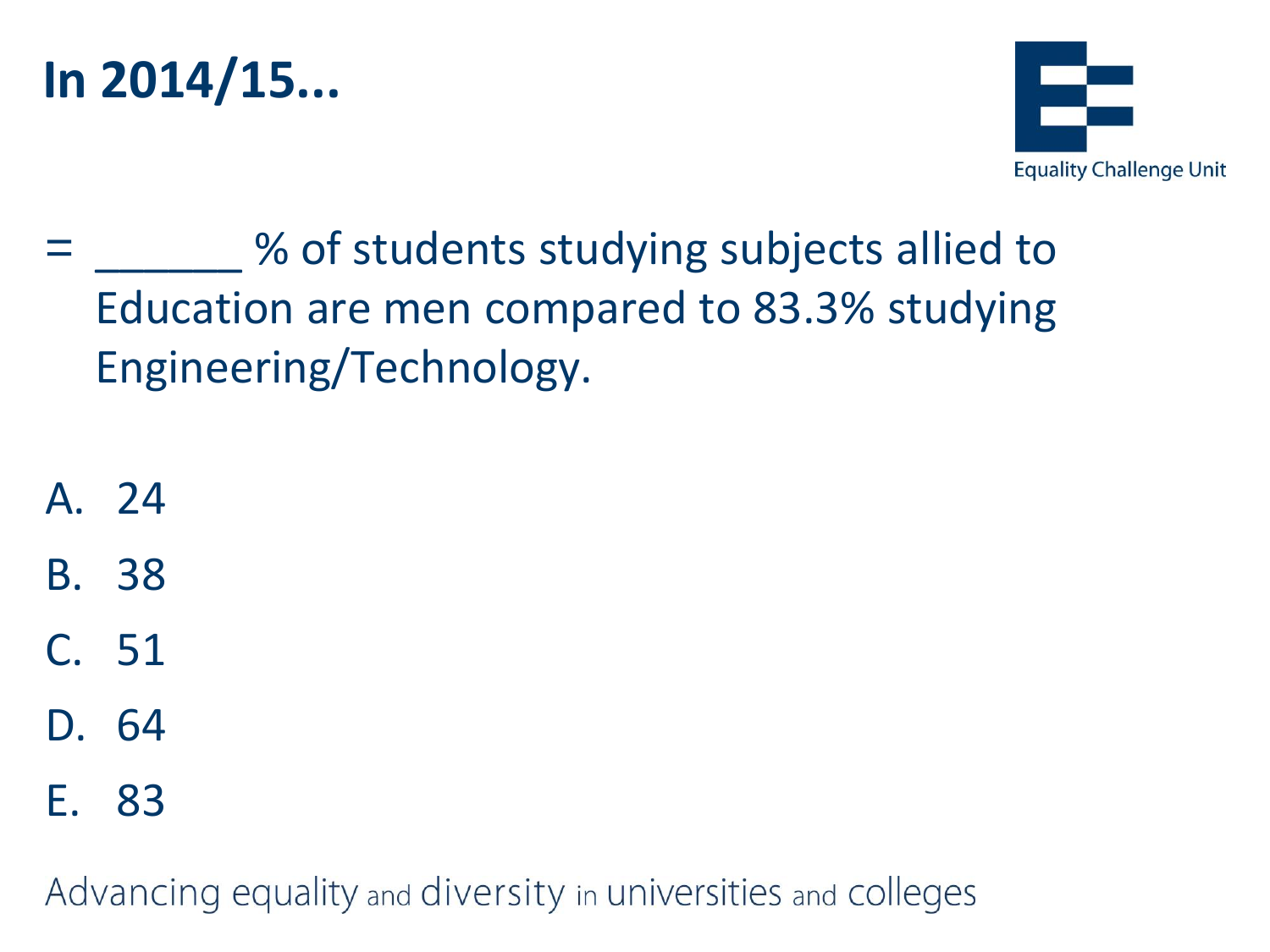# In 2014/15...

= ______ % of students studying subjects allied to Education are men compared to 83.3% studying Engineering/Technology.

A. 24

B. 38

C. 51

D. 64

E. 83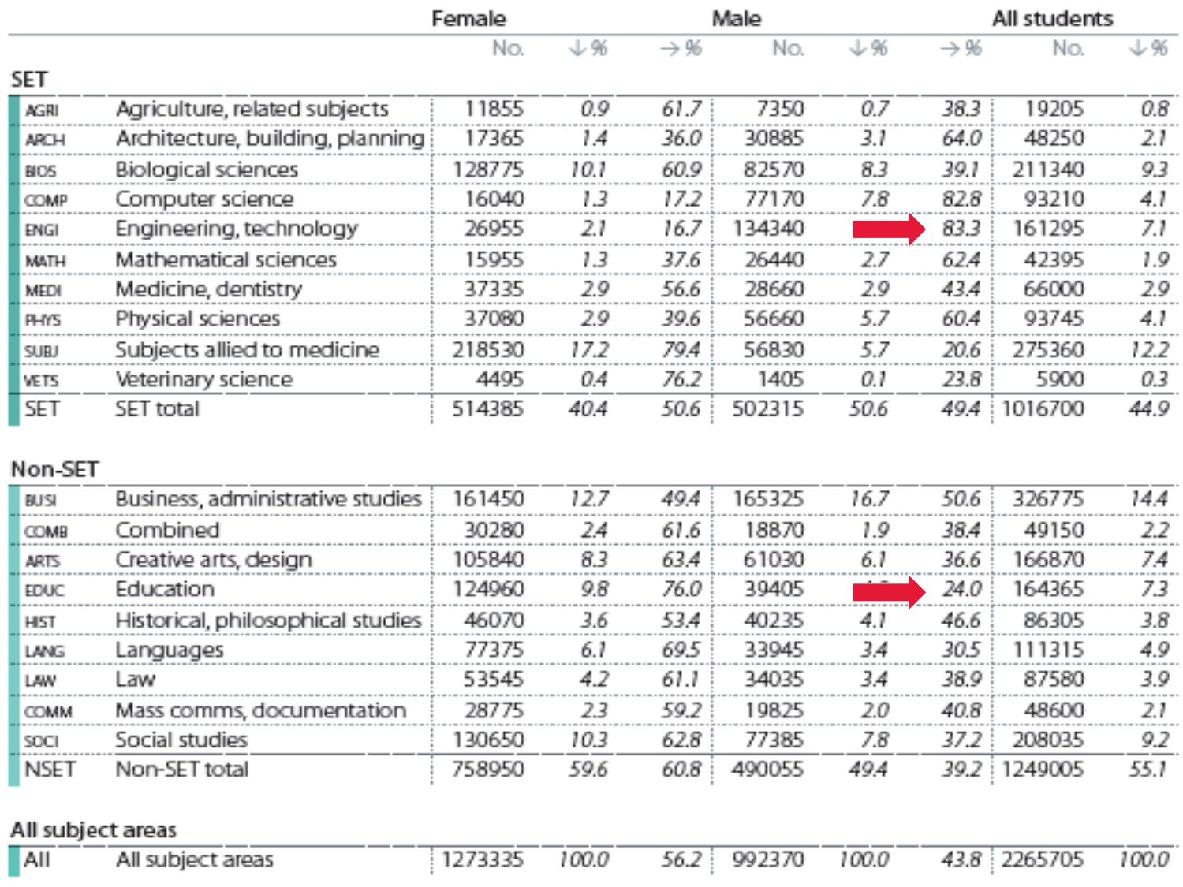| | | Female | | | Male | | | All students | |
|---|---|---|---|---|---|---|---|---|---|
| | | No. | ↓% | →% | No. | ↓% | →% | No. | ↓% |
| **SET** | | | | | | | | | |
| AGRI | Agriculture, related subjects | 11855 | 0.9 | 61.7 | 7350 | 0.7 | 38.3 | 19205 | 0.8 |
| ARCH | Architecture, building, planning | 17365 | 1.4 | 36.0 | 30885 | 3.1 | 64.0 | 48250 | 2.1 |
| BIOS | Biological sciences | 128775 | 10.1 | 60.9 | 82570 | 8.3 | 39.1 | 211340 | 9.3 |
| COMP | Computer science | 16040 | 1.3 | 17.2 | 77170 | 7.8 | 82.8 | 93210 | 4.1 |
| ENGI | Engineering, technology | 26955 | 2.1 | 16.7 | 134340 | | 83.3 | 161295 | 7.1 |
| MATH | Mathematical sciences | 15955 | 1.3 | 37.6 | 26440 | 2.7 | 62.4 | 42395 | 1.9 |
| MEDI | Medicine, dentistry | 37335 | 2.9 | 56.6 | 28660 | 2.9 | 43.4 | 66000 | 2.9 |
| PHYS | Physical sciences | 37080 | 2.9 | 39.6 | 56660 | 5.7 | 60.4 | 93745 | 4.1 |
| SUBJ | Subjects allied to medicine | 218530 | 17.2 | 79.4 | 56830 | 5.7 | 20.6 | 275360 | 12.2 |
| VETS | Veterinary science | 4495 | 0.4 | 76.2 | 1405 | 0.1 | 23.8 | 5900 | 0.3 |
| SET | SET total | 514385 | 40.4 | 50.6 | 502315 | 50.6 | 49.4 | 1016700 | 44.9 |
| **Non-SET** | | | | | | | | | |
| BUSI | Business, administrative studies | 161450 | 12.7 | 49.4 | 165325 | 16.7 | 50.6 | 326775 | 14.4 |
| COMB | Combined | 30280 | 2.4 | 61.6 | 18870 | 1.9 | 38.4 | 49150 | 2.2 |
| ARTS | Creative arts, design | 105840 | 8.3 | 63.4 | 61030 | 6.1 | 36.6 | 166870 | 7.4 |
| EDUC | Education | 124960 | 9.8 | 76.0 | 39405 | | 24.0 | 164365 | 7.3 |
| HIST | Historical, philosophical studies | 46070 | 3.6 | 53.4 | 40235 | 4.1 | 46.6 | 86305 | 3.8 |
| LANG | Languages | 77375 | 6.1 | 69.5 | 33945 | 3.4 | 30.5 | 111315 | 4.9 |
| LAW | Law | 53545 | 4.2 | 61.1 | 34035 | 3.4 | 38.9 | 87580 | 3.9 |
| COMM | Mass comms, documentation | 28775 | 2.3 | 59.2 | 19825 | 2.0 | 40.8 | 48600 | 2.1 |
| SOCI | Social studies | 130650 | 10.3 | 62.8 | 77385 | 7.8 | 37.2 | 208035 | 9.2 |
| NSET | Non-SET total | 758950 | 59.6 | 60.8 | 490055 | 49.4 | 39.2 | 1249005 | 55.1 |
| **All subject areas** | | | | | | | | | |
| All | All subject areas | 1273335 | 100.0 | 56.2 | 992370 | 100.0 | 43.8 | 2265705 | 100.0 |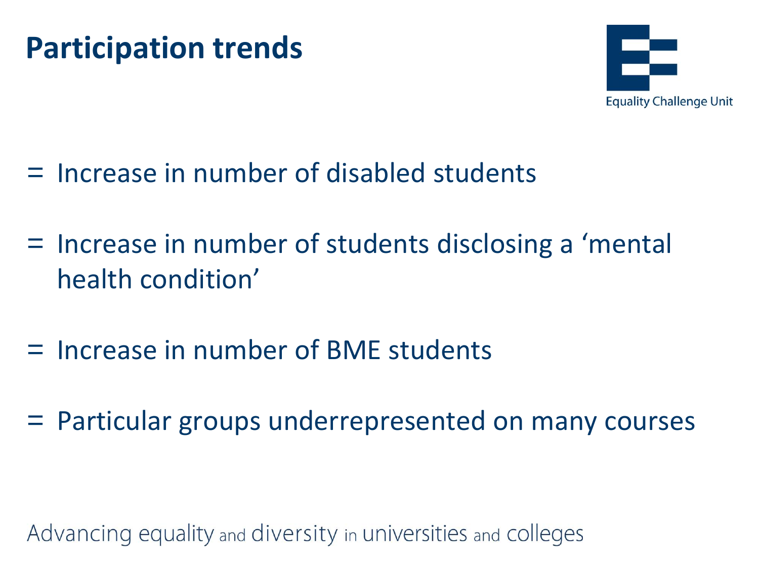# Participation trends

- Increase in number of disabled students
- Increase in number of students disclosing a 'mental health condition'
- Increase in number of BME students
- Particular groups underrepresented on many courses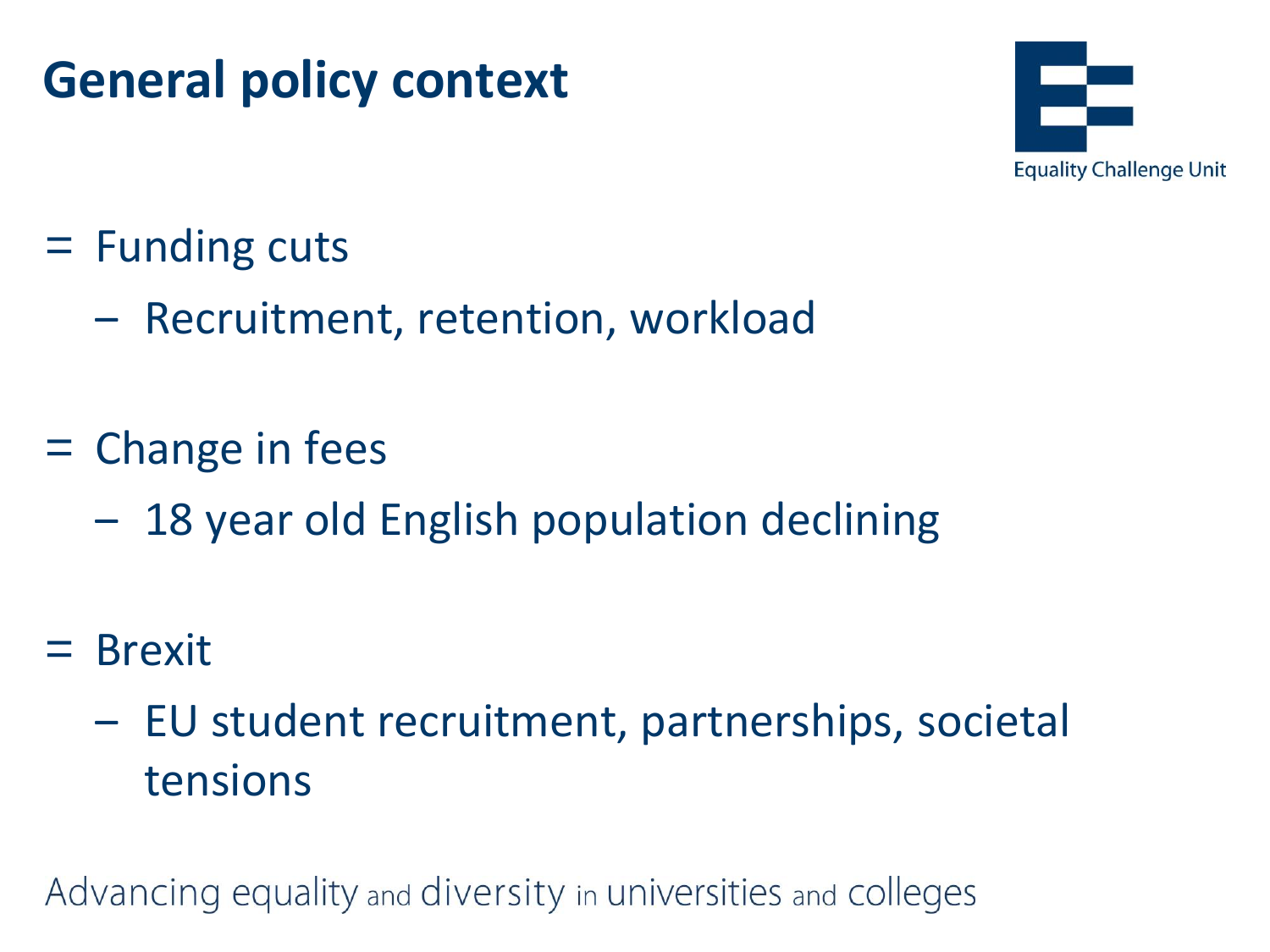# General policy context

- Funding cuts
  - Recruitment, retention, workload
- Change in fees
  - 18 year old English population declining
- Brexit
  - EU student recruitment, partnerships, societal tensions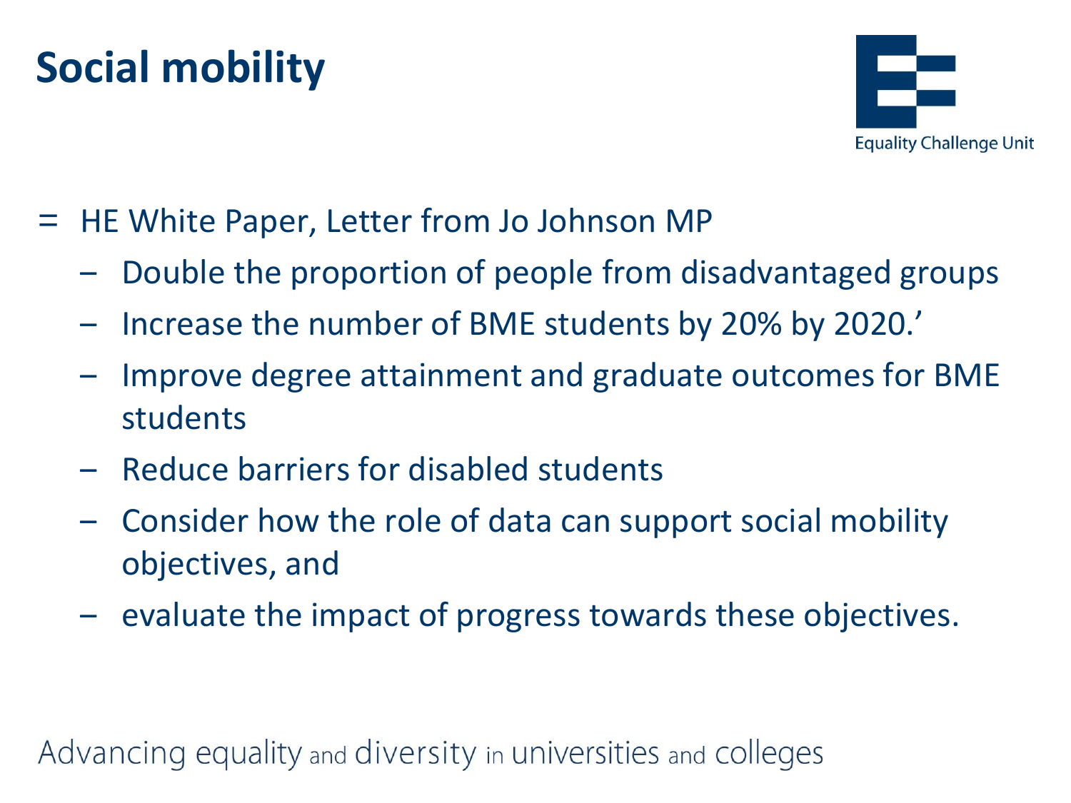# Social mobility

- HE White Paper, Letter from Jo Johnson MP
  - Double the proportion of people from disadvantaged groups
  - Increase the number of BME students by 20% by 2020.'
  - Improve degree attainment and graduate outcomes for BME students
  - Reduce barriers for disabled students
  - Consider how the role of data can support social mobility objectives, and
  - evaluate the impact of progress towards these objectives.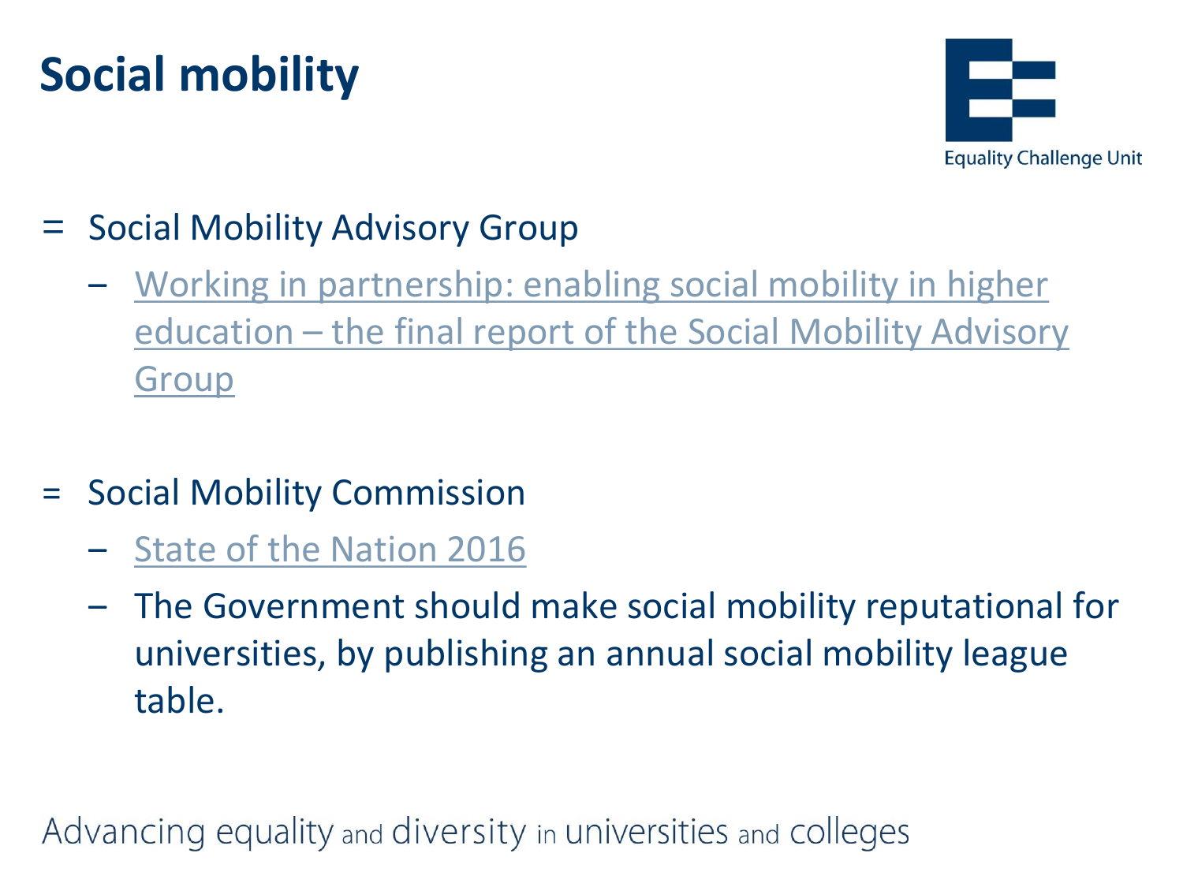# Social mobility

- Social Mobility Advisory Group
  - Working in partnership: enabling social mobility in higher education – the final report of the Social Mobility Advisory Group
- Social Mobility Commission
  - State of the Nation 2016
  - The Government should make social mobility reputational for universities, by publishing an annual social mobility league table.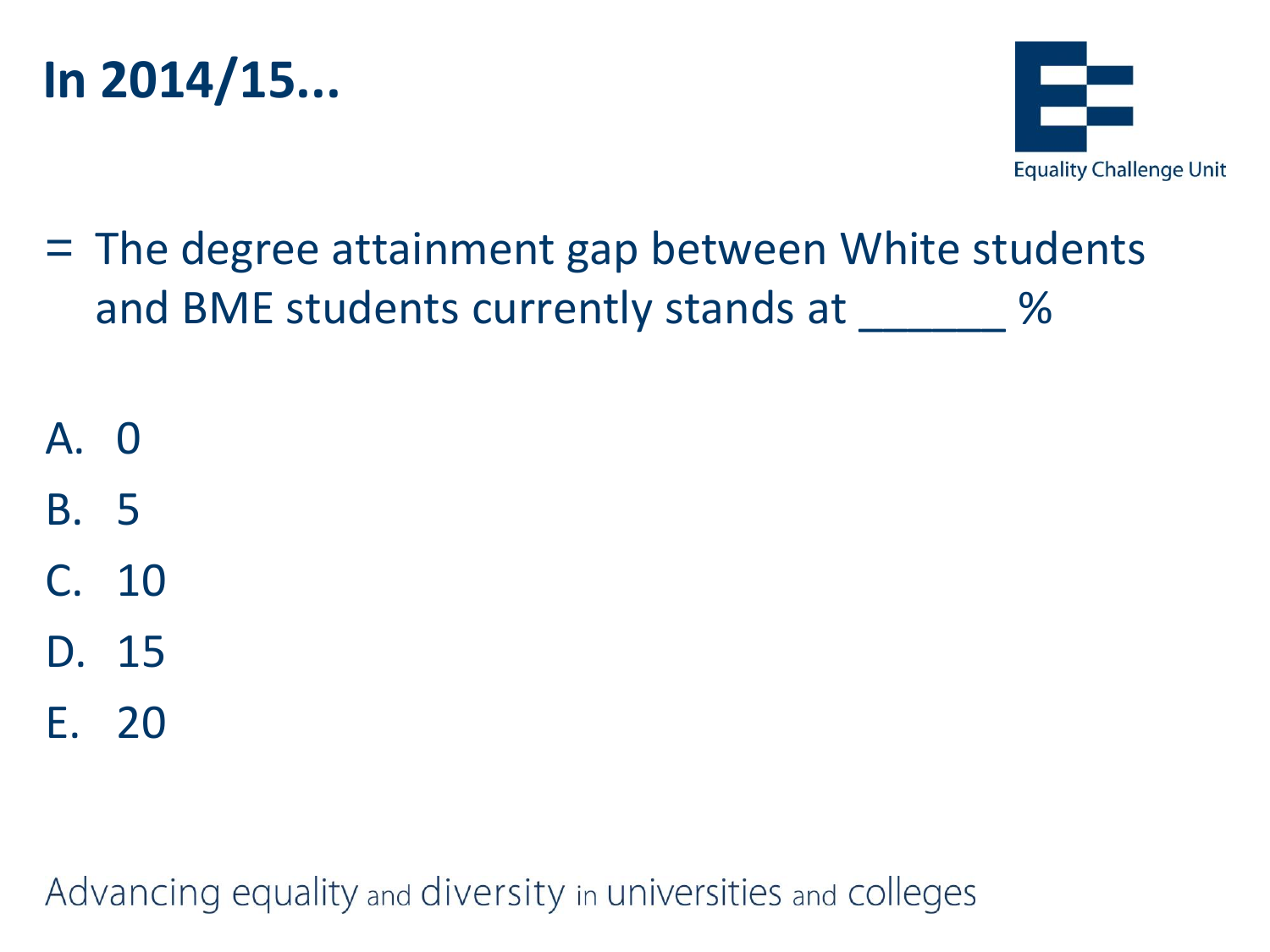# In 2014/15...

- The degree attainment gap between White students and BME students currently stands at ______ %

A. 0
B. 5
C. 10
D. 15
E. 20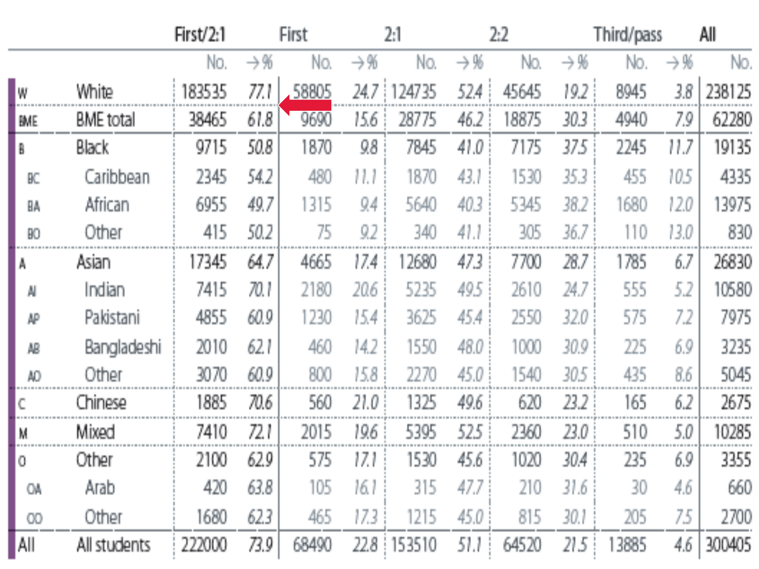| | | First/2:1 | | First | | 2:1 | | 2:2 | | Third/pass | | All |
|---|---|---|---|---|---|---|---|---|---|---|---|---|
| | | No. | →% | No. | →% | No. | →% | No. | →% | No. | →% | No. |
| W | White | 183535 | 77.1 | 58805 | 24.7 | 124735 | 52.4 | 45645 | 19.2 | 8945 | 3.8 | 238125 |
| BME | BME total | 38465 | 61.8 | 9690 | 15.6 | 28775 | 46.2 | 18875 | 30.3 | 4940 | 7.9 | 62280 |
| B | Black | 9715 | 50.8 | 1870 | 9.8 | 7845 | 41.0 | 7175 | 37.5 | 2245 | 11.7 | 19135 |
| BC | Caribbean | 2345 | 54.2 | 480 | 11.1 | 1870 | 43.1 | 1530 | 35.3 | 455 | 10.5 | 4335 |
| BA | African | 6955 | 49.7 | 1315 | 9.4 | 5640 | 40.3 | 5345 | 38.2 | 1680 | 12.0 | 13975 |
| BO | Other | 415 | 50.2 | 75 | 9.2 | 340 | 41.1 | 305 | 36.7 | 110 | 13.0 | 830 |
| A | Asian | 17345 | 64.7 | 4665 | 17.4 | 12680 | 47.3 | 7700 | 28.7 | 1785 | 6.7 | 26830 |
| AI | Indian | 7415 | 70.1 | 2180 | 20.6 | 5235 | 49.5 | 2610 | 24.7 | 555 | 5.2 | 10580 |
| AP | Pakistani | 4855 | 60.9 | 1230 | 15.4 | 3625 | 45.4 | 2550 | 32.0 | 575 | 7.2 | 7975 |
| AB | Bangladeshi | 2010 | 62.1 | 460 | 14.2 | 1550 | 48.0 | 1000 | 30.9 | 225 | 6.9 | 3235 |
| AO | Other | 3070 | 60.9 | 800 | 15.8 | 2270 | 45.0 | 1540 | 30.5 | 435 | 8.6 | 5045 |
| C | Chinese | 1885 | 70.6 | 560 | 21.0 | 1325 | 49.6 | 620 | 23.2 | 165 | 6.2 | 2675 |
| M | Mixed | 7410 | 72.1 | 2015 | 19.6 | 5395 | 52.5 | 2360 | 23.0 | 510 | 5.0 | 10285 |
| O | Other | 2100 | 62.9 | 575 | 17.1 | 1530 | 45.6 | 1020 | 30.4 | 235 | 6.9 | 3355 |
| OA | Arab | 420 | 63.8 | 105 | 16.1 | 315 | 47.7 | 210 | 31.6 | 30 | 4.6 | 660 |
| OO | Other | 1680 | 62.3 | 465 | 17.3 | 1215 | 45.0 | 815 | 30.1 | 205 | 7.5 | 2700 |
| All | All students | 222000 | 73.9 | 68490 | 22.8 | 153510 | 51.1 | 64520 | 21.5 | 13885 | 4.6 | 300405 |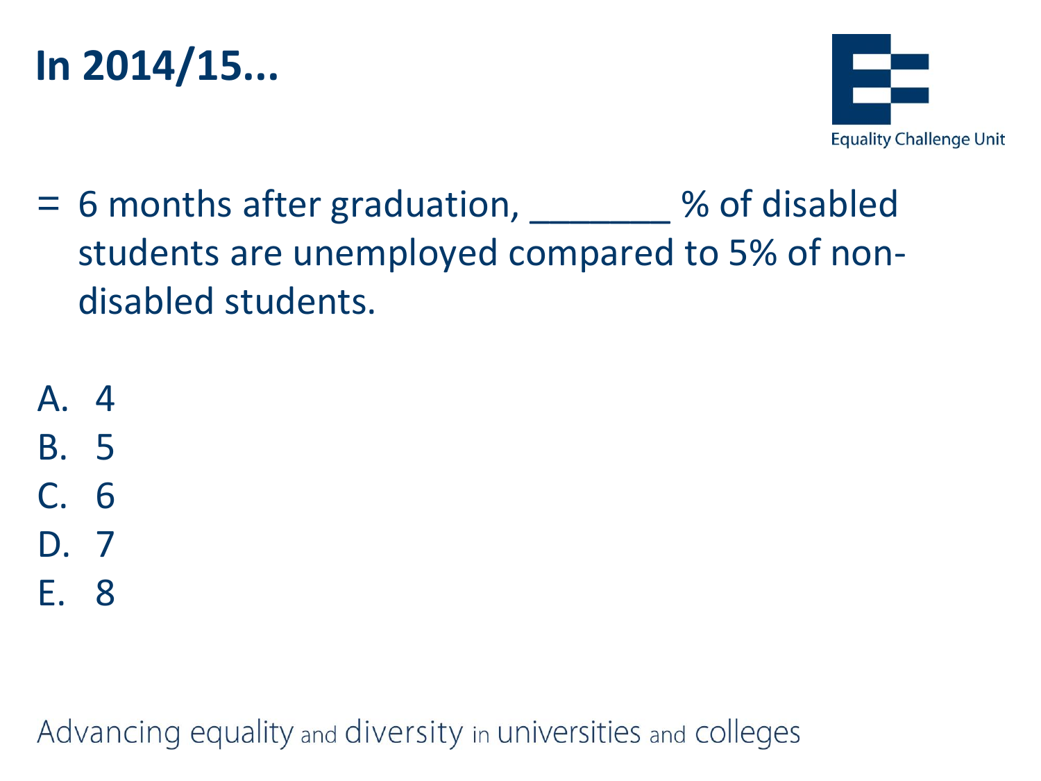# In 2014/15...

- 6 months after graduation, _______ % of disabled students are unemployed compared to 5% of non-disabled students.

A. 4
B. 5
C. 6
D. 7
E. 8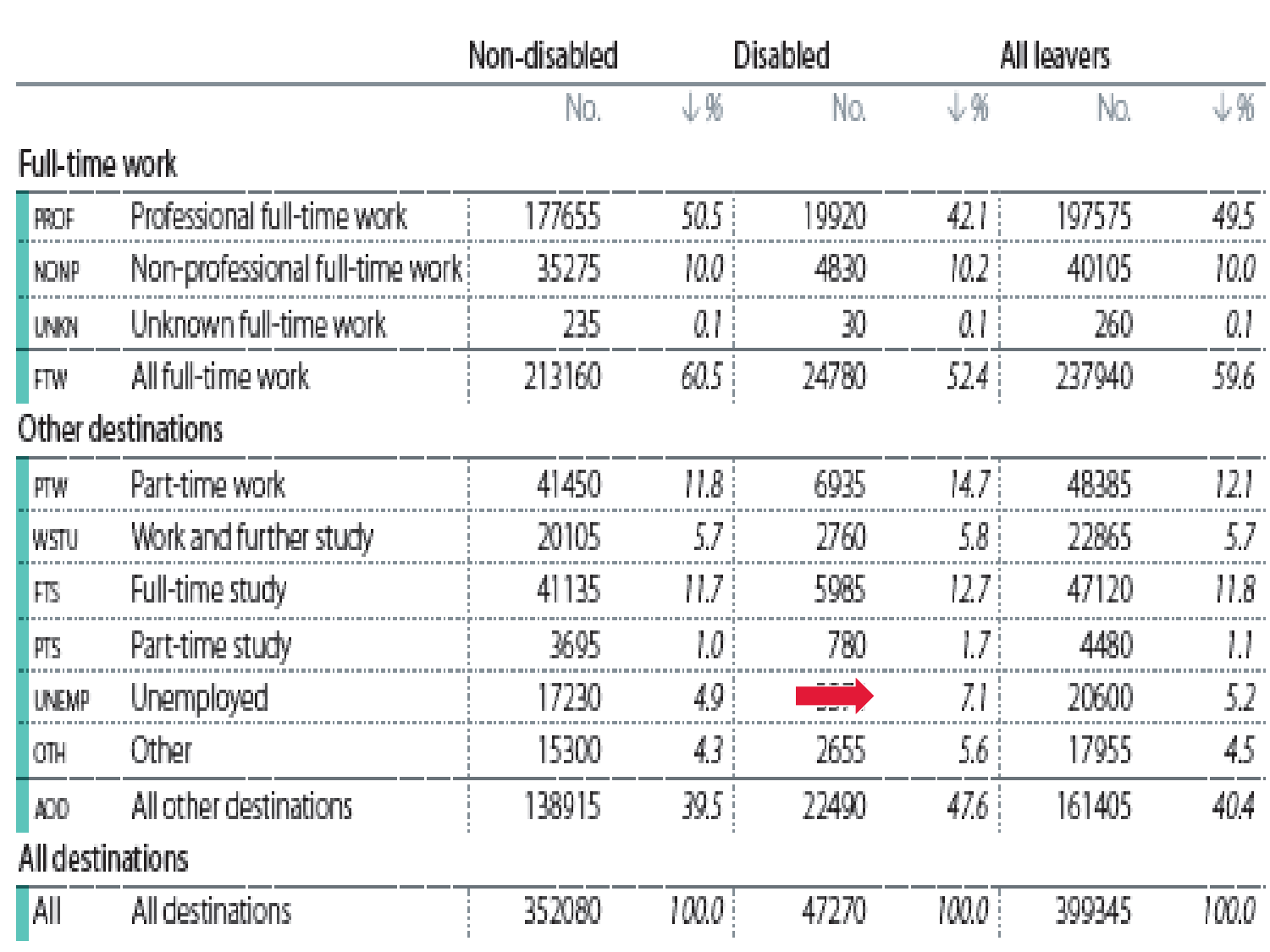| | | Non-disabled | | Disabled | | All leavers | |
|---|---|---|---|---|---|---|---|
| | | No. | ↓% | No. | ↓% | No. | ↓% |
| **Full-time work** | | | | | | | |
| PROF | Professional full-time work | 177655 | 50.5 | 19920 | 42.1 | 197575 | 49.5 |
| NONP | Non-professional full-time work | 35275 | 10.0 | 4830 | 10.2 | 40105 | 10.0 |
| UNKN | Unknown full-time work | 235 | 0.1 | 30 | 0.1 | 260 | 0.1 |
| FTW | All full-time work | 213160 | 60.5 | 24780 | 52.4 | 237940 | 59.6 |
| **Other destinations** | | | | | | | |
| PTW | Part-time work | 41450 | 11.8 | 6935 | 14.7 | 48385 | 12.1 |
| WSTU | Work and further study | 20105 | 5.7 | 2760 | 5.8 | 22865 | 5.7 |
| FTS | Full-time study | 41135 | 11.7 | 5985 | 12.7 | 47120 | 11.8 |
| PTS | Part-time study | 3695 | 1.0 | 780 | 1.7 | 4480 | 1.1 |
| UNEMP | Unemployed | 17230 | 4.9 | 3375 | 7.1 | 20600 | 5.2 |
| OTH | Other | 15300 | 4.3 | 2655 | 5.6 | 17955 | 4.5 |
| AOD | All other destinations | 138915 | 39.5 | 22490 | 47.6 | 161405 | 40.4 |
| **All destinations** | | | | | | | |
| All | All destinations | 352080 | 100.0 | 47270 | 100.0 | 399345 | 100.0 |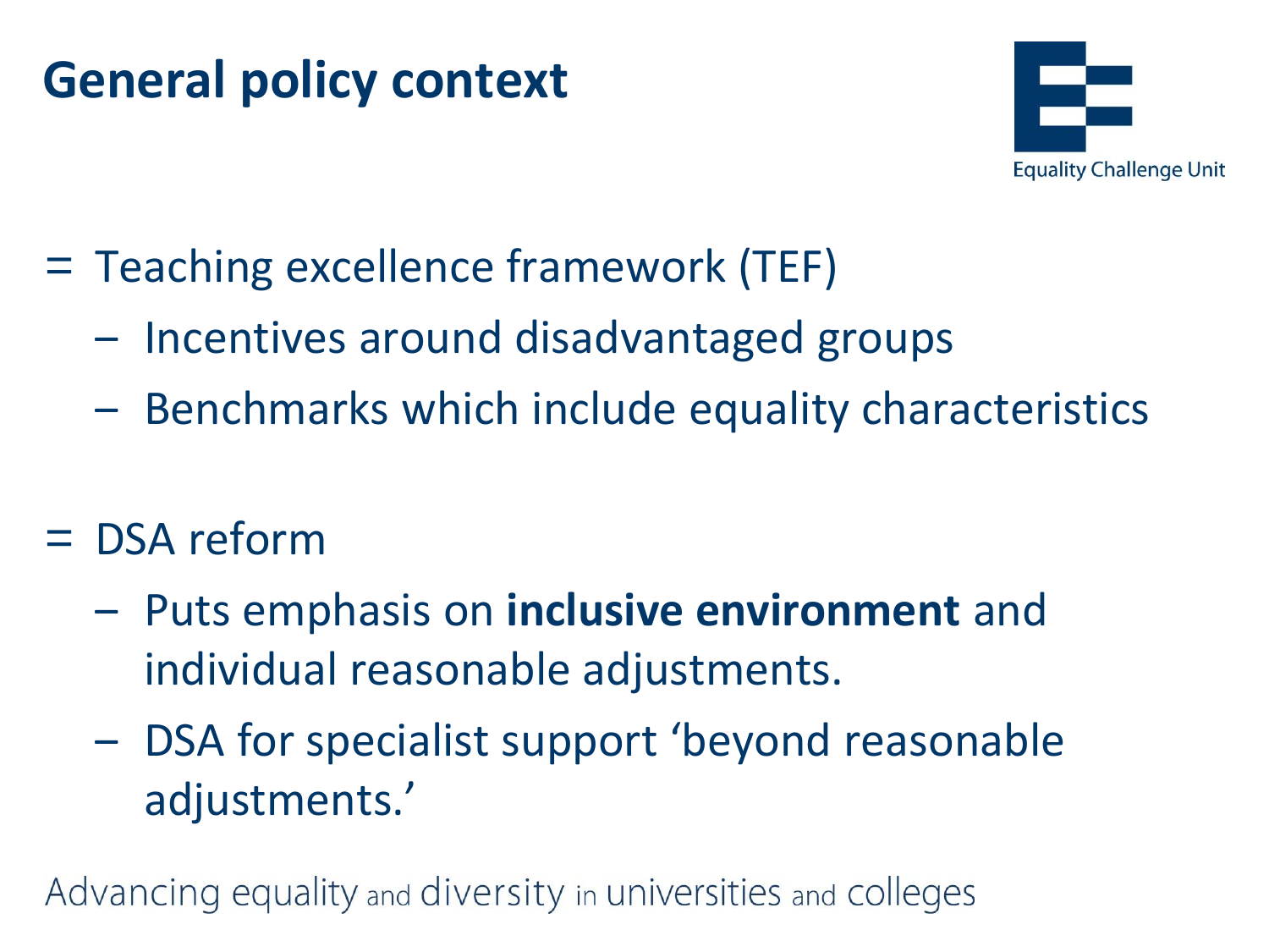# General policy context

- Teaching excellence framework (TEF)
  - Incentives around disadvantaged groups
  - Benchmarks which include equality characteristics

- DSA reform
  - Puts emphasis on **inclusive environment** and individual reasonable adjustments.
  - DSA for specialist support 'beyond reasonable adjustments.'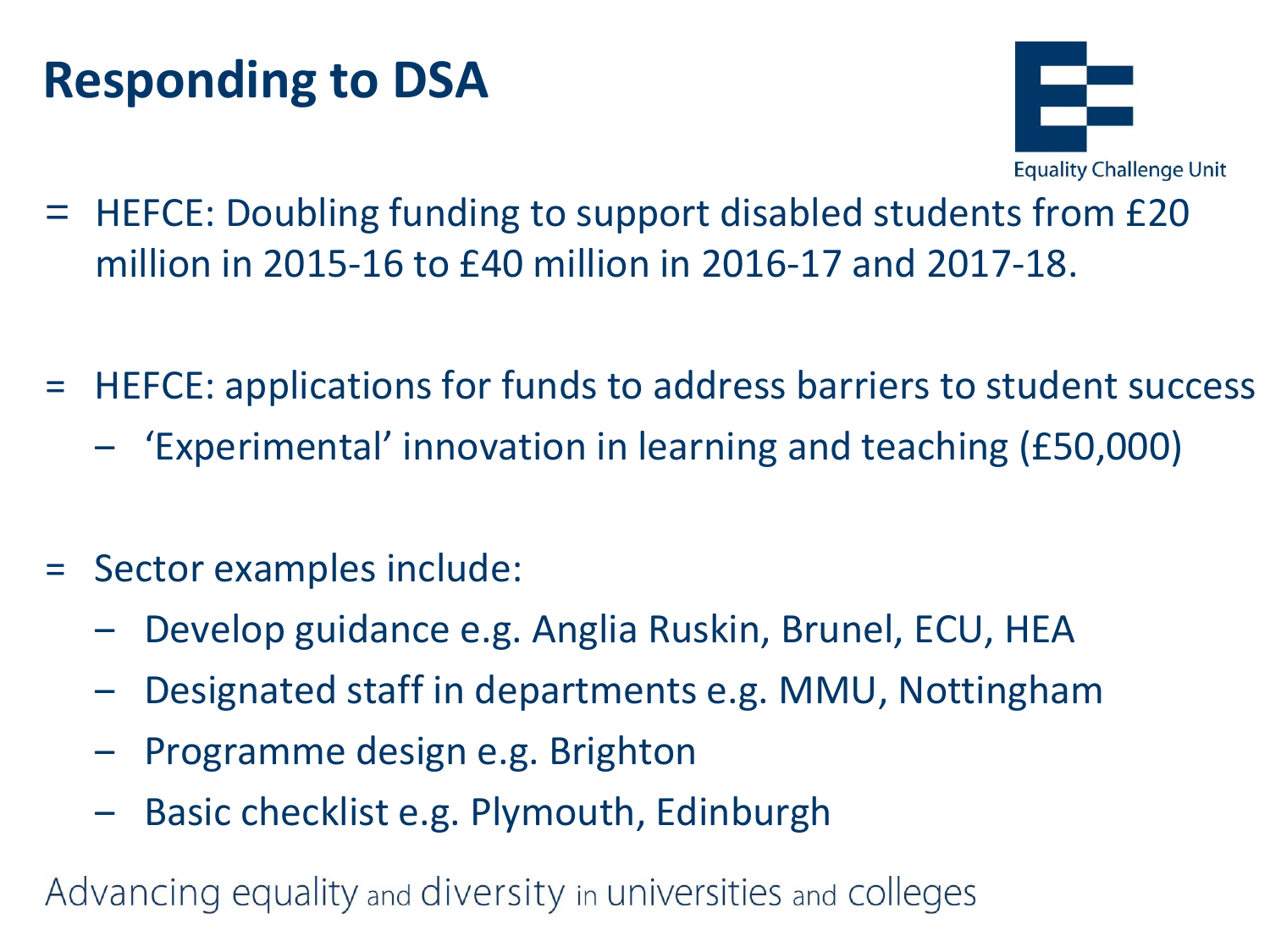# Responding to DSA

- HEFCE: Doubling funding to support disabled students from £20 million in 2015-16 to £40 million in 2016-17 and 2017-18.

- HEFCE: applications for funds to address barriers to student success
  - 'Experimental' innovation in learning and teaching (£50,000)

- Sector examples include:
  - Develop guidance e.g. Anglia Ruskin, Brunel, ECU, HEA
  - Designated staff in departments e.g. MMU, Nottingham
  - Programme design e.g. Brighton
  - Basic checklist e.g. Plymouth, Edinburgh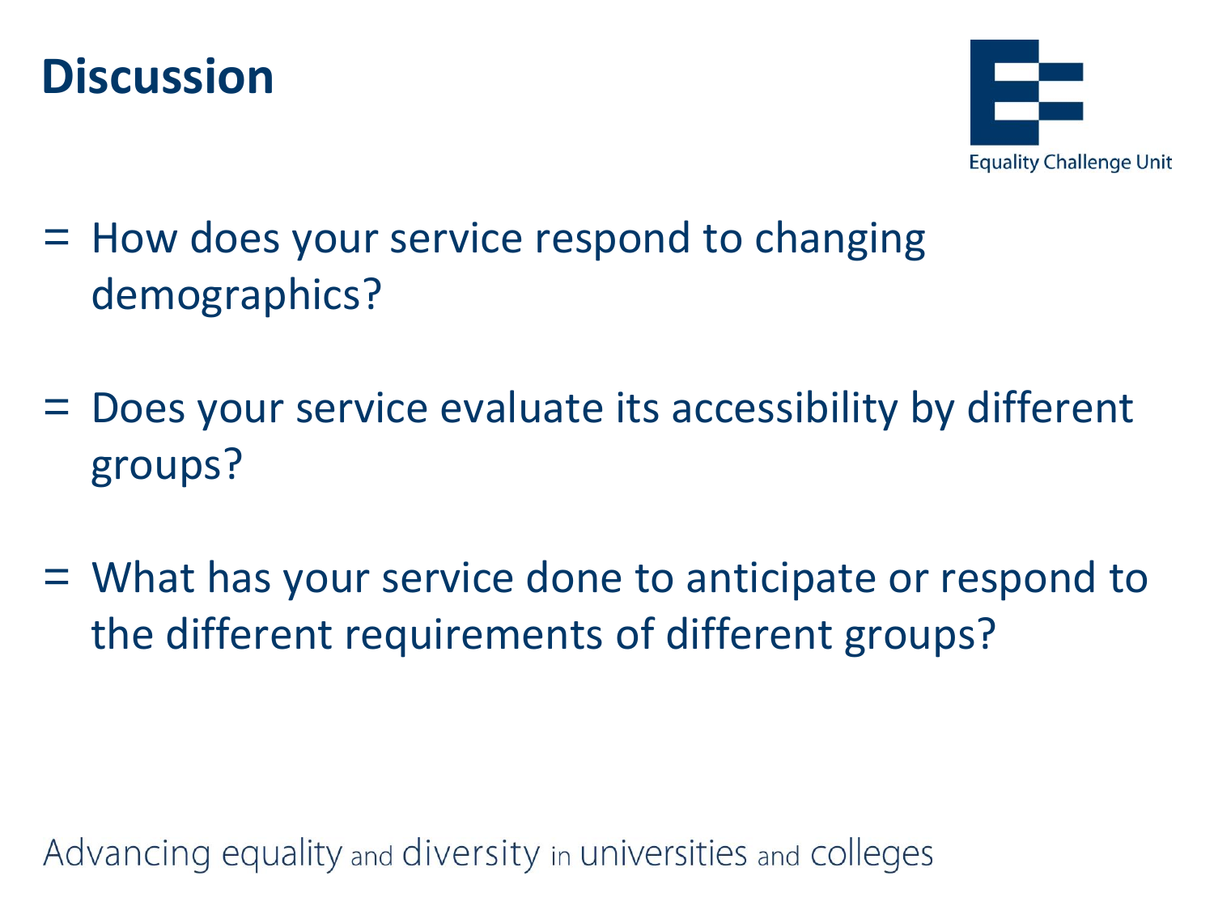# Discussion

- How does your service respond to changing demographics?
- Does your service evaluate its accessibility by different groups?
- What has your service done to anticipate or respond to the different requirements of different groups?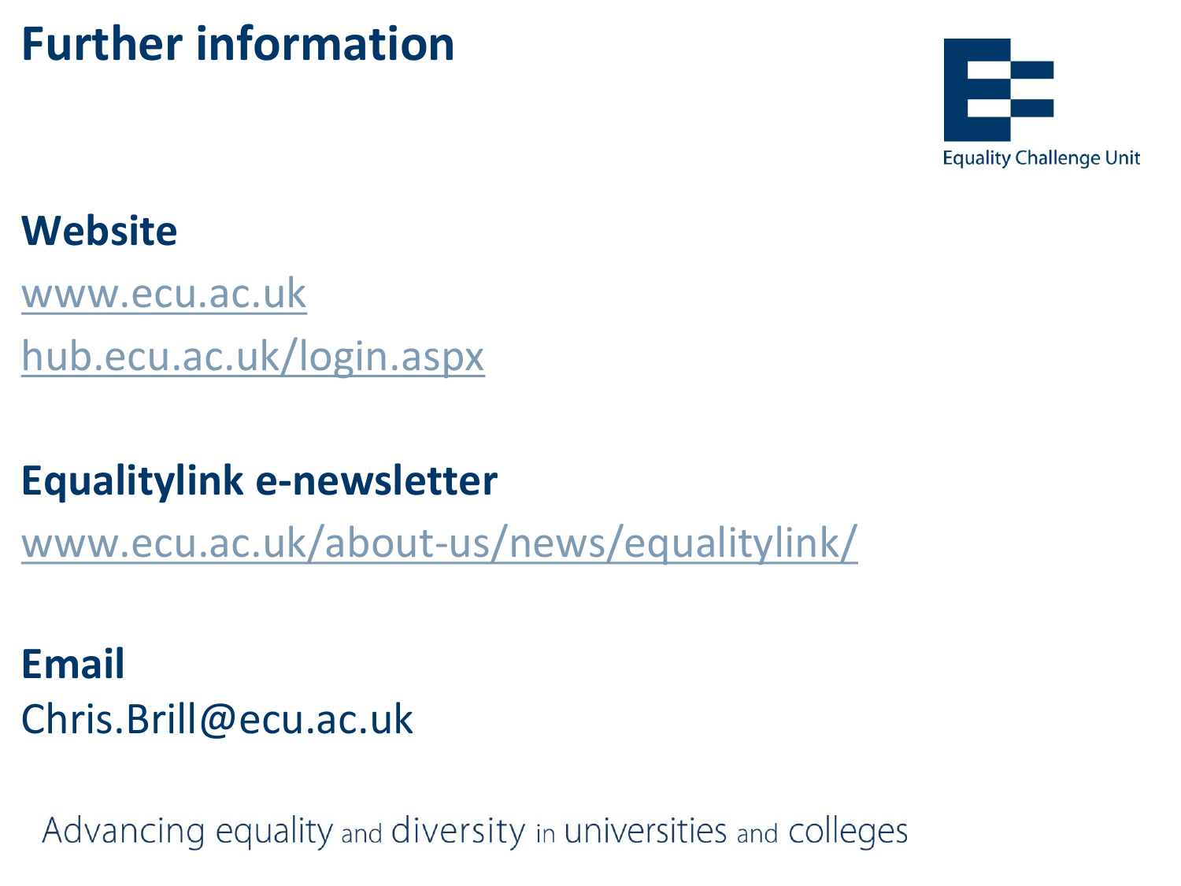# Further information

Equality Challenge Unit

## Website

www.ecu.ac.uk

hub.ecu.ac.uk/login.aspx

## Equalitylink e-newsletter

www.ecu.ac.uk/about-us/news/equalitylink/

## Email

Chris.Brill@ecu.ac.uk

Advancing equality and diversity in universities and colleges